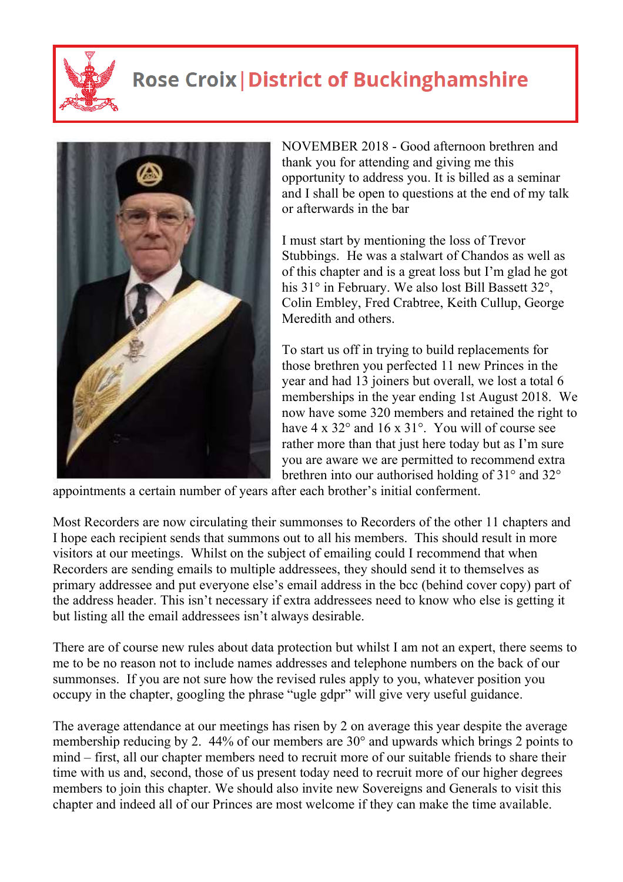# Rose Croix | District of Buckinghamshire

NOVEMBER 2018 - Good afternoon brethren and thank you for attending and giving me this opportunity to address you. It is billed as a seminar and I shall be open to questions at the end of my talk or afterwards in the bar

I must start by mentioning the loss of Trevor Stubbings. He was a stalwart of Chandos as well as of this chapter and is a great loss but I'm glad he got his 31° in February. We also lost Bill Bassett 32°, Colin Embley, Fred Crabtree, Keith Cullup, George Meredith and others.

To start us off in trying to build replacements for those brethren you perfected 11 new Princes in the year and had 13 joiners but overall, we lost a total 6 memberships in the year ending 1st August 2018. We now have some 320 members and retained the right to have 4 x 32° and 16 x 31°. You will of course see rather more than that just here today but as I'm sure you are aware we are permitted to recommend extra brethren into our authorised holding of 31° and 32° appointments a certain number of years after each brother's initial conferment.

Most Recorders are now circulating their summonses to Recorders of the other 11 chapters and I hope each recipient sends that summons out to all his members. This should result in more visitors at our meetings. Whilst on the subject of emailing could I recommend that when Recorders are sending emails to multiple addressees, they should send it to themselves as primary addressee and put everyone else's email address in the bcc (behind cover copy) part of the address header. This isn't necessary if extra addressees need to know who else is getting it but listing all the email addressees isn't always desirable.

There are of course new rules about data protection but whilst I am not an expert, there seems to me to be no reason not to include names addresses and telephone numbers on the back of our summonses. If you are not sure how the revised rules apply to you, whatever position you occupy in the chapter, googling the phrase "ugle gdpr" will give very useful guidance.

The average attendance at our meetings has risen by 2 on average this year despite the average membership reducing by 2. 44% of our members are 30° and upwards which brings 2 points to mind – first, all our chapter members need to recruit more of our suitable friends to share their time with us and, second, those of us present today need to recruit more of our higher degrees members to join this chapter. We should also invite new Sovereigns and Generals to visit this chapter and indeed all of our Princes are most welcome if they can make the time available.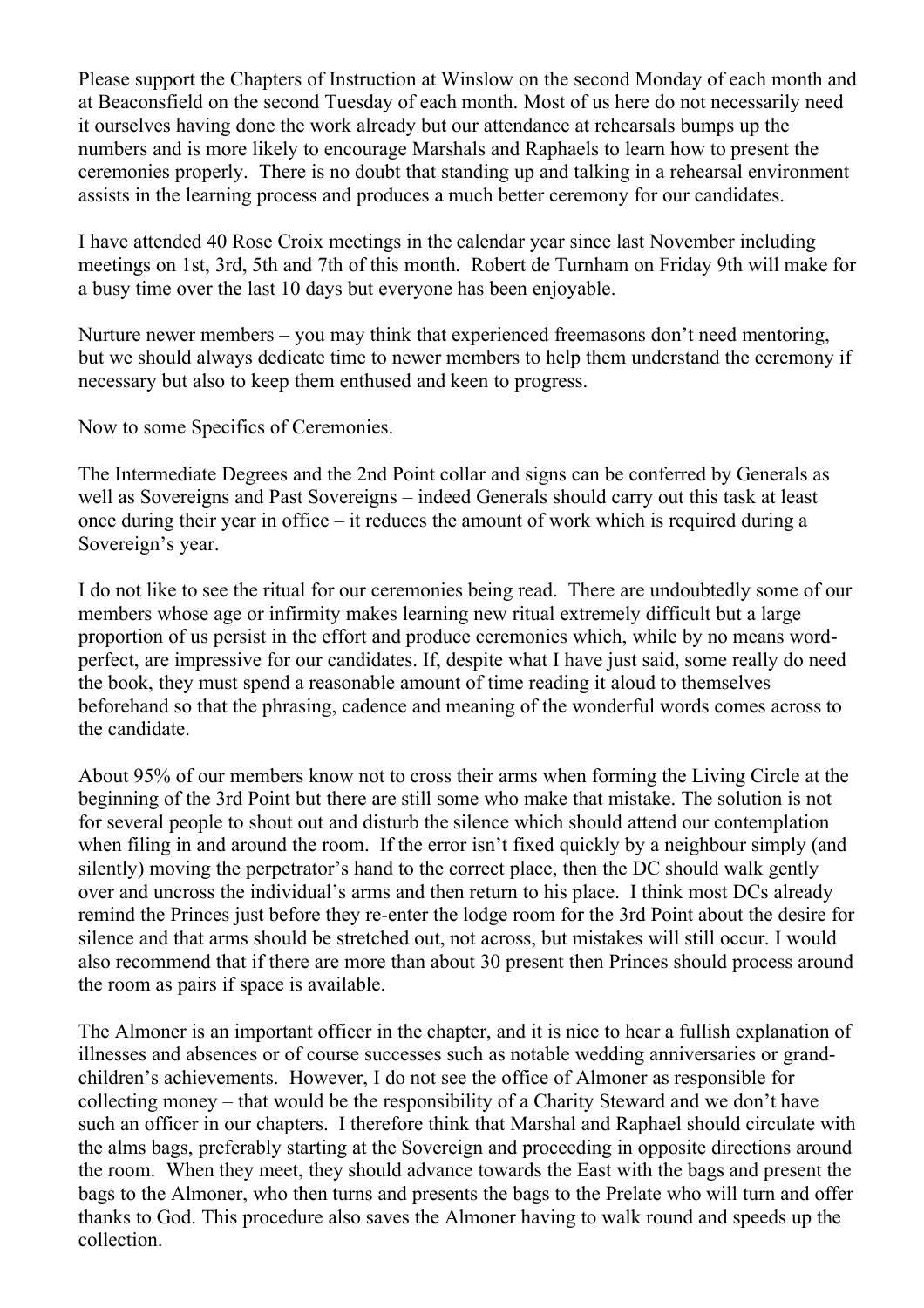Please support the Chapters of Instruction at Winslow on the second Monday of each month and at Beaconsfield on the second Tuesday of each month. Most of us here do not necessarily need it ourselves having done the work already but our attendance at rehearsals bumps up the numbers and is more likely to encourage Marshals and Raphaels to learn how to present the ceremonies properly. There is no doubt that standing up and talking in a rehearsal environment assists in the learning process and produces a much better ceremony for our candidates.

I have attended 40 Rose Croix meetings in the calendar year since last November including meetings on 1st, 3rd, 5th and 7th of this month. Robert de Turnham on Friday 9th will make for a busy time over the last 10 days but everyone has been enjoyable.

Nurture newer members – you may think that experienced freemasons don't need mentoring, but we should always dedicate time to newer members to help them understand the ceremony if necessary but also to keep them enthused and keen to progress.

Now to some Specifics of Ceremonies.

The Intermediate Degrees and the 2nd Point collar and signs can be conferred by Generals as well as Sovereigns and Past Sovereigns – indeed Generals should carry out this task at least once during their year in office – it reduces the amount of work which is required during a Sovereign's year.

I do not like to see the ritual for our ceremonies being read. There are undoubtedly some of our members whose age or infirmity makes learning new ritual extremely difficult but a large proportion of us persist in the effort and produce ceremonies which, while by no means word-perfect, are impressive for our candidates. If, despite what I have just said, some really do need the book, they must spend a reasonable amount of time reading it aloud to themselves beforehand so that the phrasing, cadence and meaning of the wonderful words comes across to the candidate.

About 95% of our members know not to cross their arms when forming the Living Circle at the beginning of the 3rd Point but there are still some who make that mistake. The solution is not for several people to shout out and disturb the silence which should attend our contemplation when filing in and around the room. If the error isn't fixed quickly by a neighbour simply (and silently) moving the perpetrator's hand to the correct place, then the DC should walk gently over and uncross the individual's arms and then return to his place. I think most DCs already remind the Princes just before they re-enter the lodge room for the 3rd Point about the desire for silence and that arms should be stretched out, not across, but mistakes will still occur. I would also recommend that if there are more than about 30 present then Princes should process around the room as pairs if space is available.

The Almoner is an important officer in the chapter, and it is nice to hear a fullish explanation of illnesses and absences or of course successes such as notable wedding anniversaries or grand-children's achievements. However, I do not see the office of Almoner as responsible for collecting money – that would be the responsibility of a Charity Steward and we don't have such an officer in our chapters. I therefore think that Marshal and Raphael should circulate with the alms bags, preferably starting at the Sovereign and proceeding in opposite directions around the room. When they meet, they should advance towards the East with the bags and present the bags to the Almoner, who then turns and presents the bags to the Prelate who will turn and offer thanks to God. This procedure also saves the Almoner having to walk round and speeds up the collection.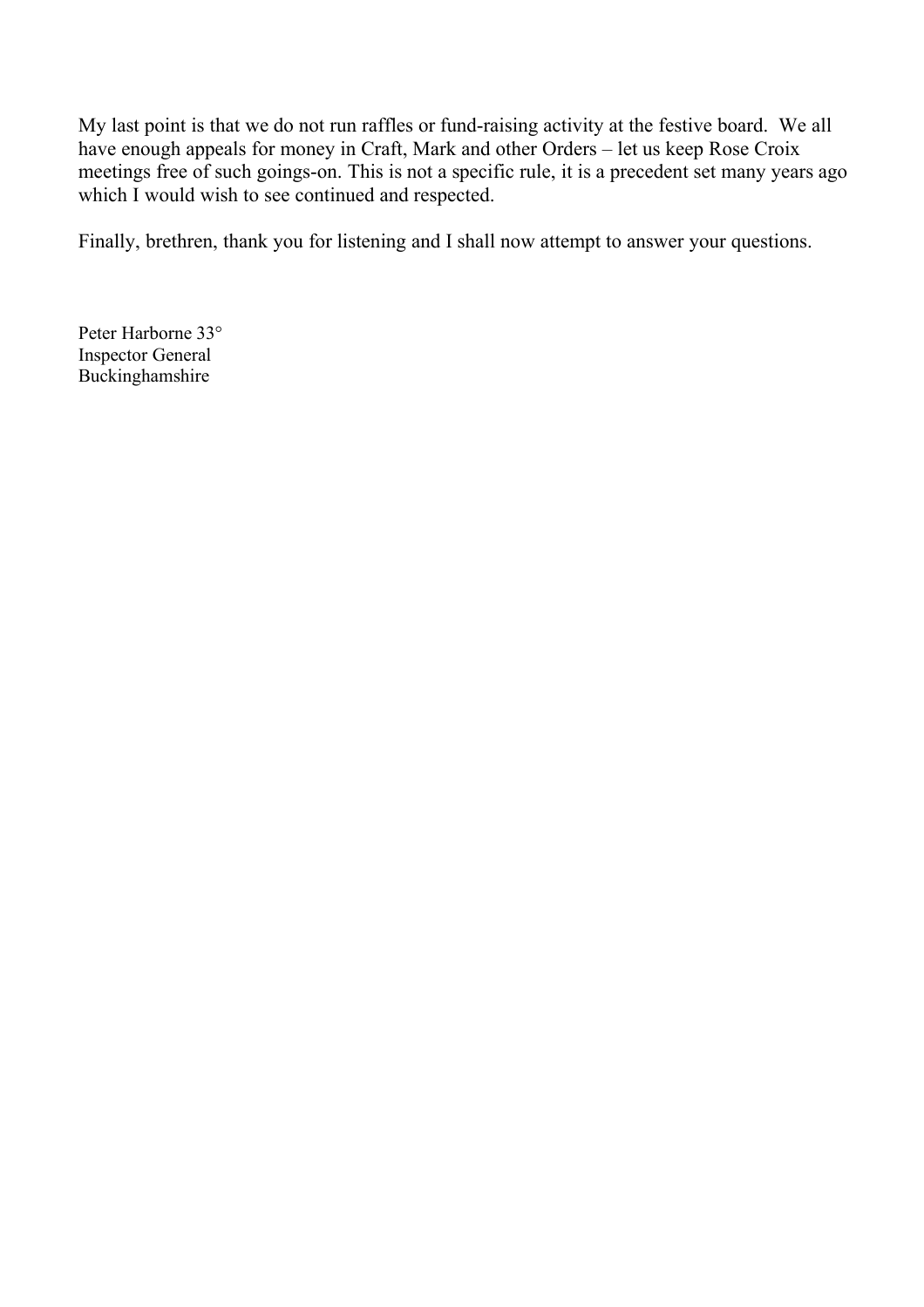My last point is that we do not run raffles or fund-raising activity at the festive board. We all have enough appeals for money in Craft, Mark and other Orders – let us keep Rose Croix meetings free of such goings-on. This is not a specific rule, it is a precedent set many years ago which I would wish to see continued and respected.

Finally, brethren, thank you for listening and I shall now attempt to answer your questions.

Peter Harborne 33°  
Inspector General  
Buckinghamshire